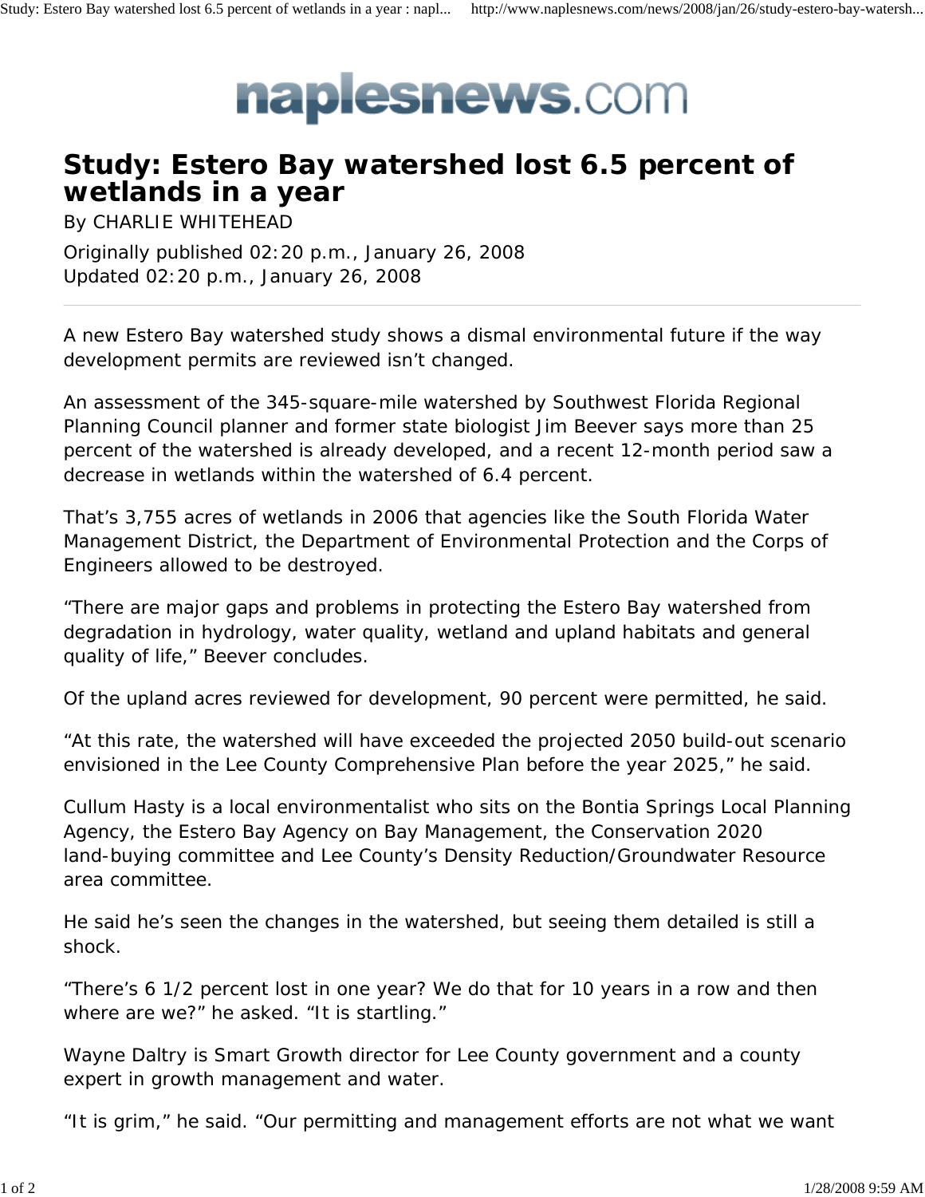# naplesnews.com

## Study: Estero Bay watershed lost 6.5 percent of wetlands in a year

By CHARLIE WHITEHEAD

Originally published 02:20 p.m., January 26, 2008
Updated 02:20 p.m., January 26, 2008

---

A new Estero Bay watershed study shows a dismal environmental future if the way development permits are reviewed isn't changed.

An assessment of the 345-square-mile watershed by Southwest Florida Regional Planning Council planner and former state biologist Jim Beever says more than 25 percent of the watershed is already developed, and a recent 12-month period saw a decrease in wetlands within the watershed of 6.4 percent.

That's 3,755 acres of wetlands in 2006 that agencies like the South Florida Water Management District, the Department of Environmental Protection and the Corps of Engineers allowed to be destroyed.

"There are major gaps and problems in protecting the Estero Bay watershed from degradation in hydrology, water quality, wetland and upland habitats and general quality of life," Beever concludes.

Of the upland acres reviewed for development, 90 percent were permitted, he said.

"At this rate, the watershed will have exceeded the projected 2050 build-out scenario envisioned in the Lee County Comprehensive Plan before the year 2025," he said.

Cullum Hasty is a local environmentalist who sits on the Bontia Springs Local Planning Agency, the Estero Bay Agency on Bay Management, the Conservation 2020 land-buying committee and Lee County's Density Reduction/Groundwater Resource area committee.

He said he's seen the changes in the watershed, but seeing them detailed is still a shock.

"There's 6 1/2 percent lost in one year? We do that for 10 years in a row and then where are we?" he asked. "It is startling."

Wayne Daltry is Smart Growth director for Lee County government and a county expert in growth management and water.

"It is grim," he said. "Our permitting and management efforts are not what we want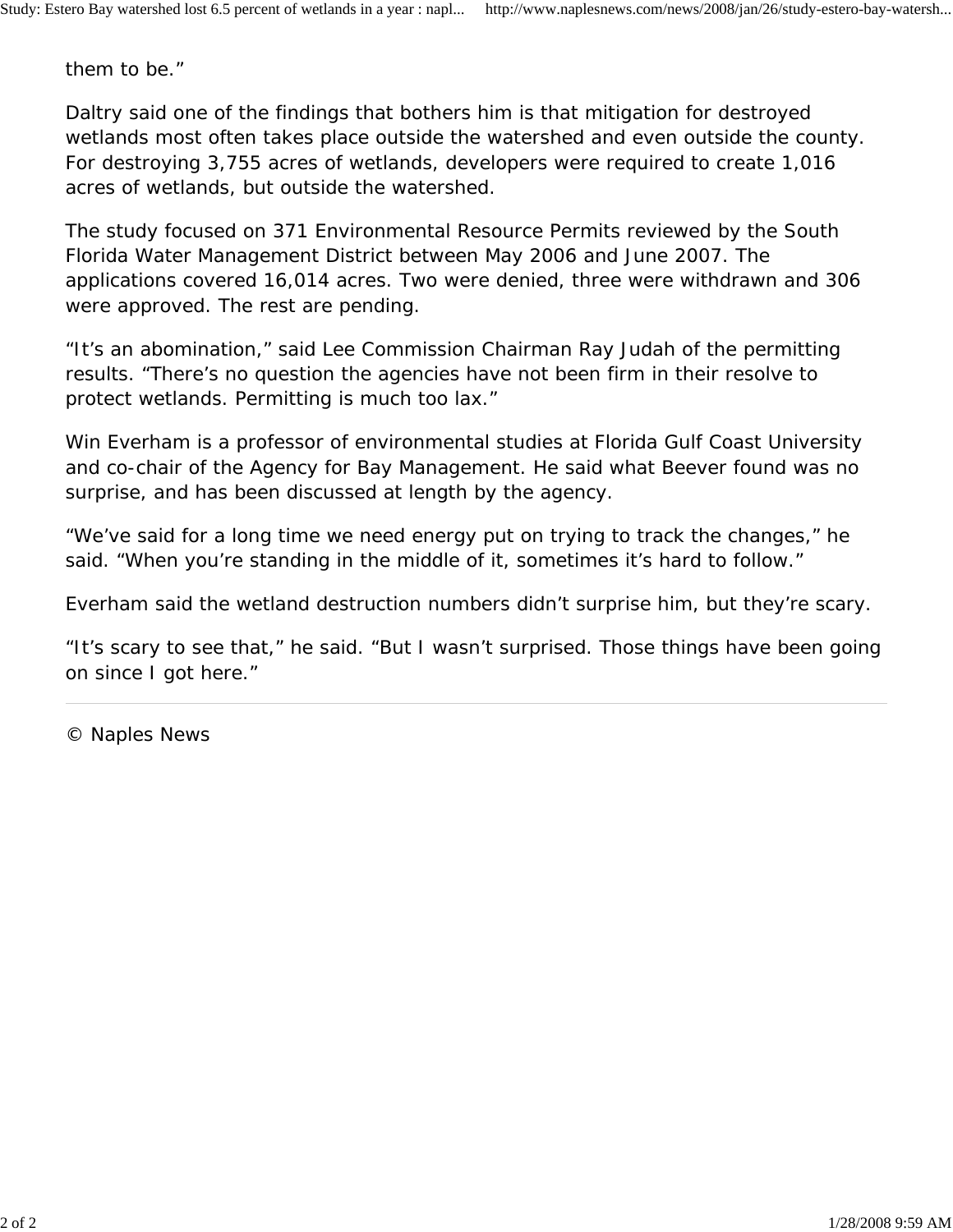them to be."

Daltry said one of the findings that bothers him is that mitigation for destroyed wetlands most often takes place outside the watershed and even outside the county. For destroying 3,755 acres of wetlands, developers were required to create 1,016 acres of wetlands, but outside the watershed.

The study focused on 371 Environmental Resource Permits reviewed by the South Florida Water Management District between May 2006 and June 2007. The applications covered 16,014 acres. Two were denied, three were withdrawn and 306 were approved. The rest are pending.

"It's an abomination," said Lee Commission Chairman Ray Judah of the permitting results. "There's no question the agencies have not been firm in their resolve to protect wetlands. Permitting is much too lax."

Win Everham is a professor of environmental studies at Florida Gulf Coast University and co-chair of the Agency for Bay Management. He said what Beever found was no surprise, and has been discussed at length by the agency.

"We've said for a long time we need energy put on trying to track the changes," he said. "When you're standing in the middle of it, sometimes it's hard to follow."

Everham said the wetland destruction numbers didn't surprise him, but they're scary.

"It's scary to see that," he said. "But I wasn't surprised. Those things have been going on since I got here."

---

© Naples News